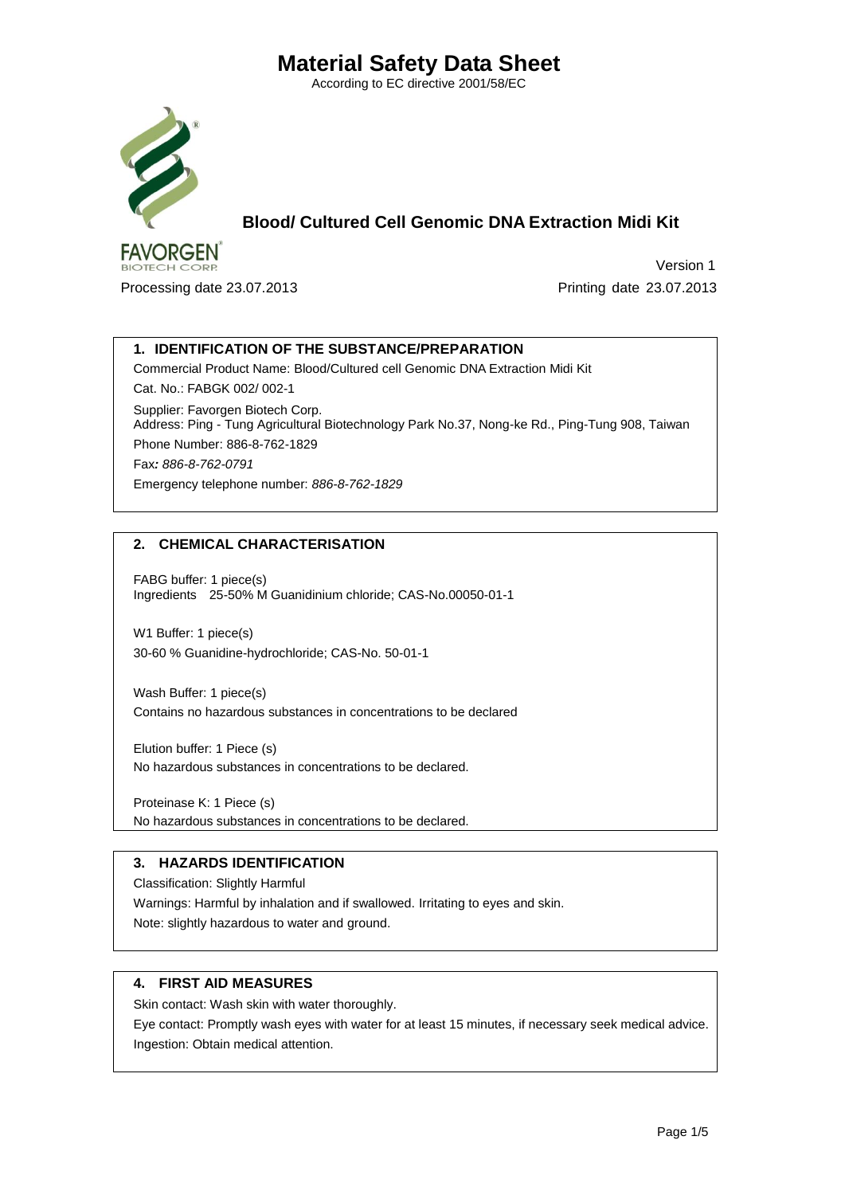# Material Safety Data Sheet

According to EC directive 2001/58/EC

## Blood/ Cultured Cell Genomic DNA Extraction Midi Kit

FAVORGEN BIOTECH CORP.

Version 1

Processing date 23.07.2013

Printing date 23.07.2013

### 1. IDENTIFICATION OF THE SUBSTANCE/PREPARATION

Commercial Product Name: Blood/Cultured cell Genomic DNA Extraction Midi Kit

Cat. No.: FABGK 002/ 002-1

Supplier: Favorgen Biotech Corp.
Address: Ping - Tung Agricultural Biotechnology Park No.37, Nong-ke Rd., Ping-Tung 908, Taiwan

Phone Number: 886-8-762-1829

Fax*: 886-8-762-0791*

Emergency telephone number: *886-8-762-1829*

### 2. CHEMICAL CHARACTERISATION

FABG buffer: 1 piece(s)
Ingredients 25-50% M Guanidinium chloride; CAS-No.00050-01-1

W1 Buffer: 1 piece(s)
30-60 % Guanidine-hydrochloride; CAS-No. 50-01-1

Wash Buffer: 1 piece(s)
Contains no hazardous substances in concentrations to be declared

Elution buffer: 1 Piece (s)
No hazardous substances in concentrations to be declared.

Proteinase K: 1 Piece (s)
No hazardous substances in concentrations to be declared.

### 3. HAZARDS IDENTIFICATION

Classification: Slightly Harmful

Warnings: Harmful by inhalation and if swallowed. Irritating to eyes and skin.

Note: slightly hazardous to water and ground.

### 4. FIRST AID MEASURES

Skin contact: Wash skin with water thoroughly.

Eye contact: Promptly wash eyes with water for at least 15 minutes, if necessary seek medical advice.

Ingestion: Obtain medical attention.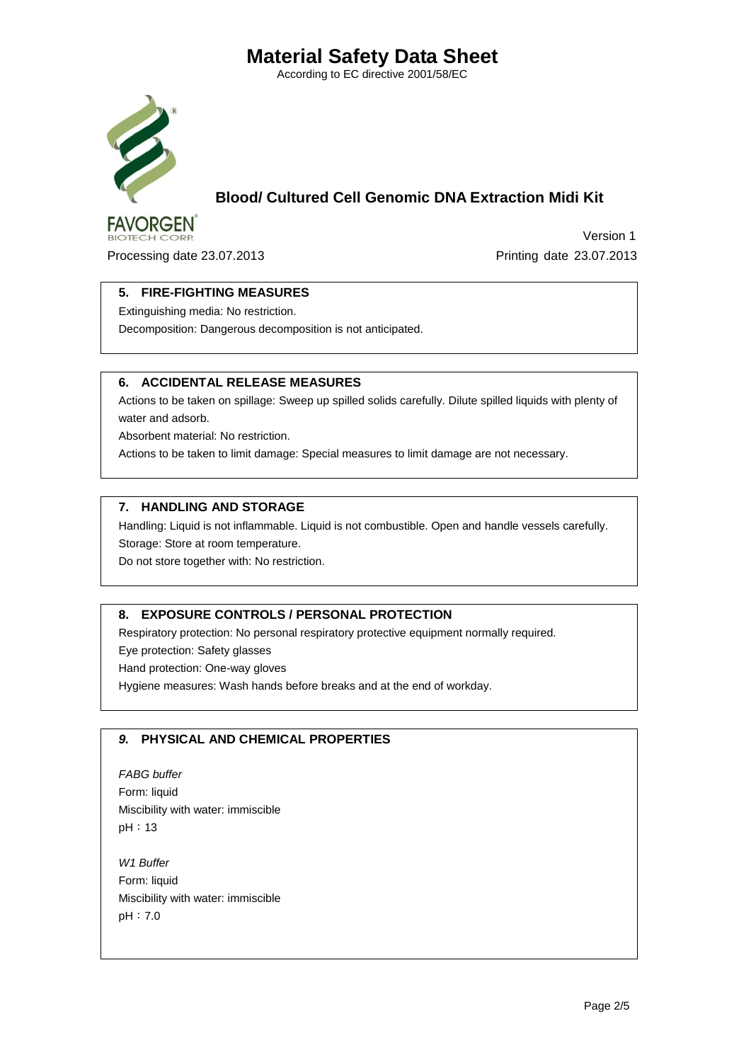# Material Safety Data Sheet

According to EC directive 2001/58/EC

## Blood/ Cultured Cell Genomic DNA Extraction Midi Kit

FAVORGEN BIOTECH CORP.

Version 1

Processing date 23.07.2013

Printing date 23.07.2013

### 5. FIRE-FIGHTING MEASURES

Extinguishing media: No restriction.

Decomposition: Dangerous decomposition is not anticipated.

### 6. ACCIDENTAL RELEASE MEASURES

Actions to be taken on spillage: Sweep up spilled solids carefully. Dilute spilled liquids with plenty of water and adsorb.

Absorbent material: No restriction.

Actions to be taken to limit damage: Special measures to limit damage are not necessary.

### 7. HANDLING AND STORAGE

Handling: Liquid is not inflammable. Liquid is not combustible. Open and handle vessels carefully.

Storage: Store at room temperature.

Do not store together with: No restriction.

### 8. EXPOSURE CONTROLS / PERSONAL PROTECTION

Respiratory protection: No personal respiratory protective equipment normally required.

Eye protection: Safety glasses

Hand protection: One-way gloves

Hygiene measures: Wash hands before breaks and at the end of workday.

### *9.* PHYSICAL AND CHEMICAL PROPERTIES

*FABG buffer*

Form: liquid

Miscibility with water: immiscible

pH：13

*W1 Buffer*

Form: liquid

Miscibility with water: immiscible

pH：7.0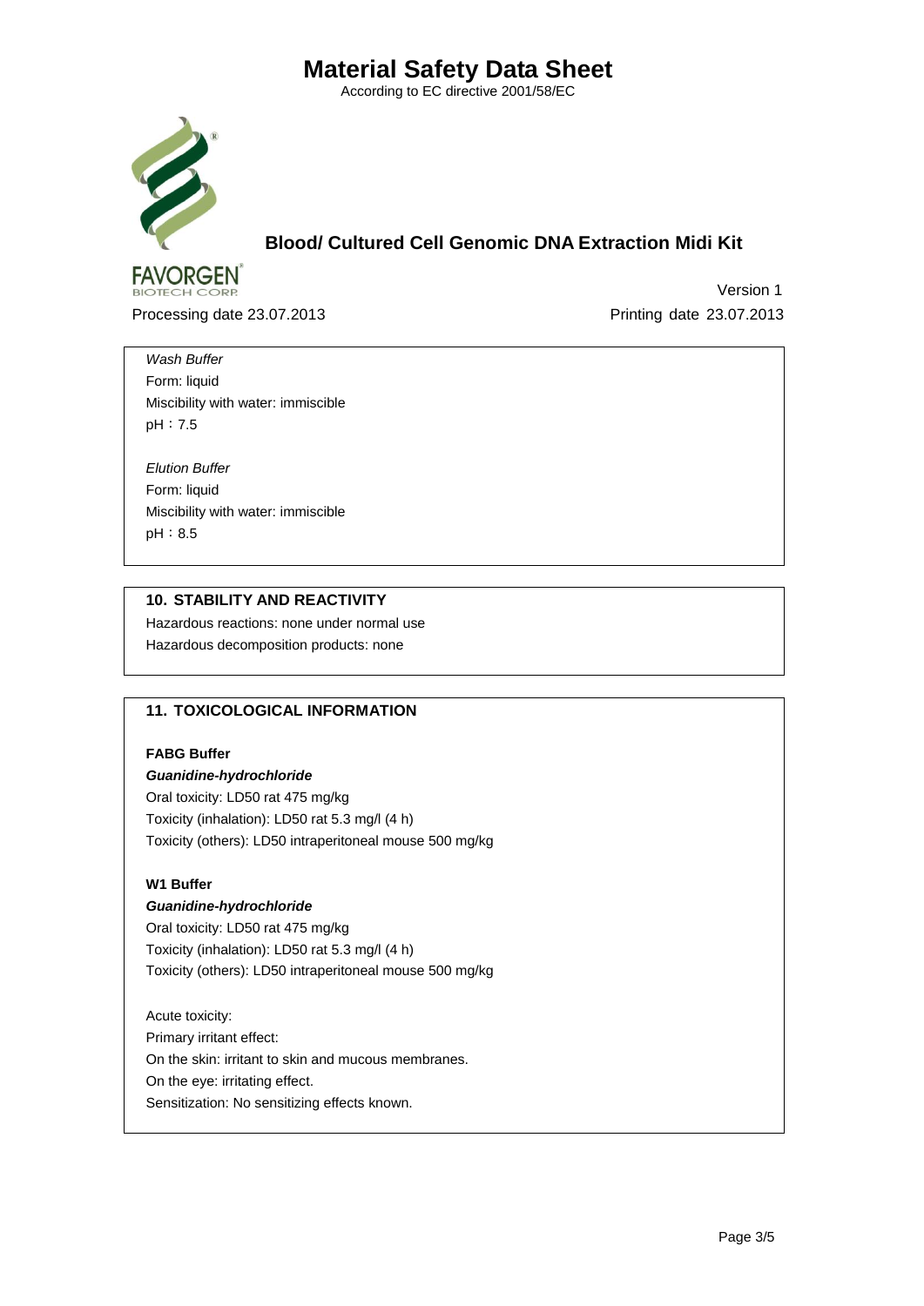*Wash Buffer*
Form: liquid
Miscibility with water: immiscible
pH：7.5

*Elution Buffer*
Form: liquid
Miscibility with water: immiscible
pH：8.5

## 10. STABILITY AND REACTIVITY

Hazardous reactions: none under normal use
Hazardous decomposition products: none

## 11. TOXICOLOGICAL INFORMATION

**FABG Buffer**

***Guanidine-hydrochloride***
Oral toxicity: LD50 rat 475 mg/kg
Toxicity (inhalation): LD50 rat 5.3 mg/l (4 h)
Toxicity (others): LD50 intraperitoneal mouse 500 mg/kg

**W1 Buffer**

***Guanidine-hydrochloride***
Oral toxicity: LD50 rat 475 mg/kg
Toxicity (inhalation): LD50 rat 5.3 mg/l (4 h)
Toxicity (others): LD50 intraperitoneal mouse 500 mg/kg

Acute toxicity:
Primary irritant effect:
On the skin: irritant to skin and mucous membranes.
On the eye: irritating effect.
Sensitization: No sensitizing effects known.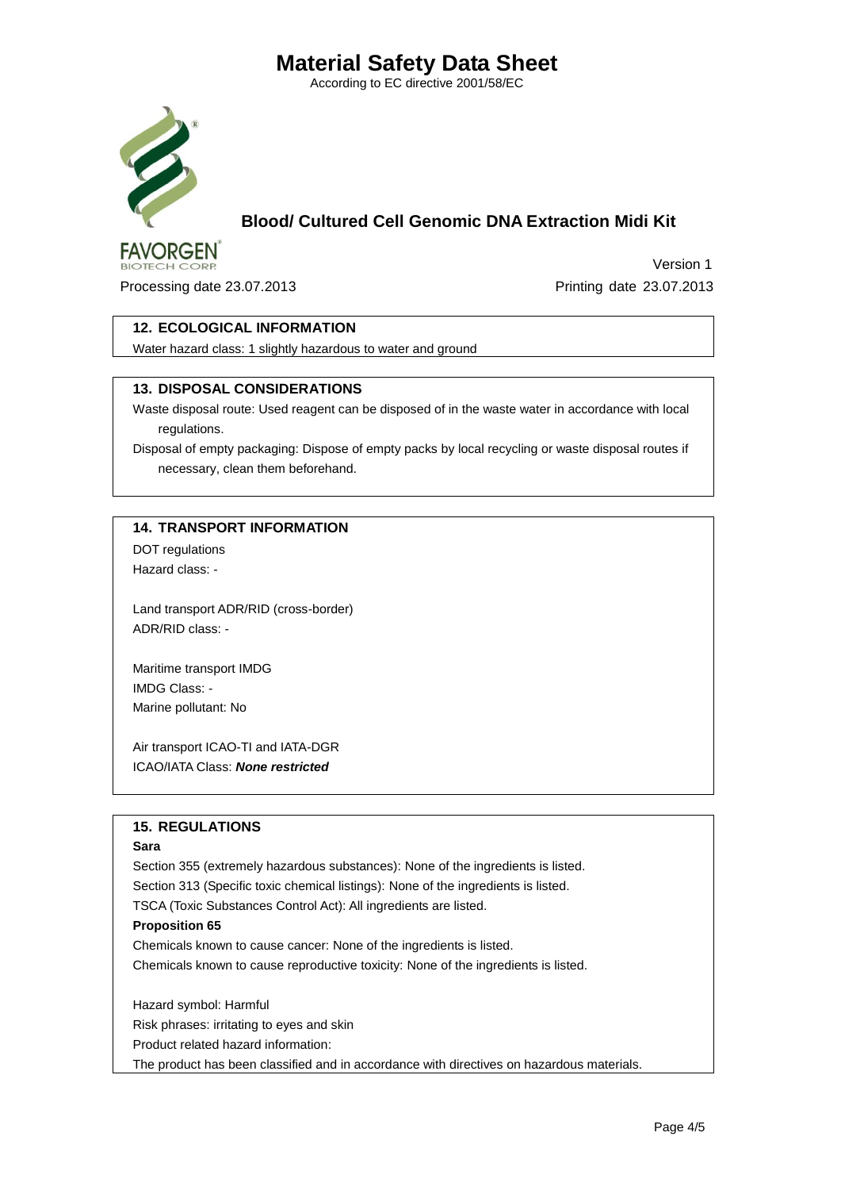# Material Safety Data Sheet

According to EC directive 2001/58/EC

## Blood/ Cultured Cell Genomic DNA Extraction Midi Kit

FAVORGEN BIOTECH CORP.

Version 1

Processing date 23.07.2013 Printing date 23.07.2013

### 12. ECOLOGICAL INFORMATION

Water hazard class: 1 slightly hazardous to water and ground

### 13. DISPOSAL CONSIDERATIONS

Waste disposal route: Used reagent can be disposed of in the waste water in accordance with local regulations.

Disposal of empty packaging: Dispose of empty packs by local recycling or waste disposal routes if necessary, clean them beforehand.

### 14. TRANSPORT INFORMATION

DOT regulations
Hazard class: -

Land transport ADR/RID (cross-border)
ADR/RID class: -

Maritime transport IMDG
IMDG Class: -
Marine pollutant: No

Air transport ICAO-TI and IATA-DGR
ICAO/IATA Class: ***None restricted***

### 15. REGULATIONS

**Sara**

Section 355 (extremely hazardous substances): None of the ingredients is listed.
Section 313 (Specific toxic chemical listings): None of the ingredients is listed.
TSCA (Toxic Substances Control Act): All ingredients are listed.

**Proposition 65**

Chemicals known to cause cancer: None of the ingredients is listed.
Chemicals known to cause reproductive toxicity: None of the ingredients is listed.

Hazard symbol: Harmful
Risk phrases: irritating to eyes and skin
Product related hazard information:
The product has been classified and in accordance with directives on hazardous materials.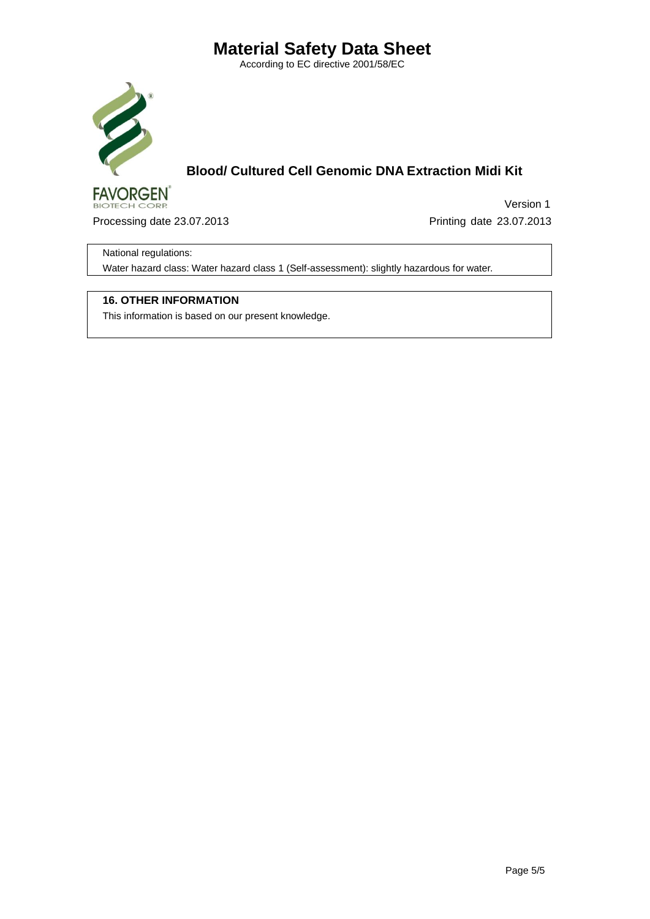National regulations:

Water hazard class: Water hazard class 1 (Self-assessment): slightly hazardous for water.

## 16. OTHER INFORMATION

This information is based on our present knowledge.